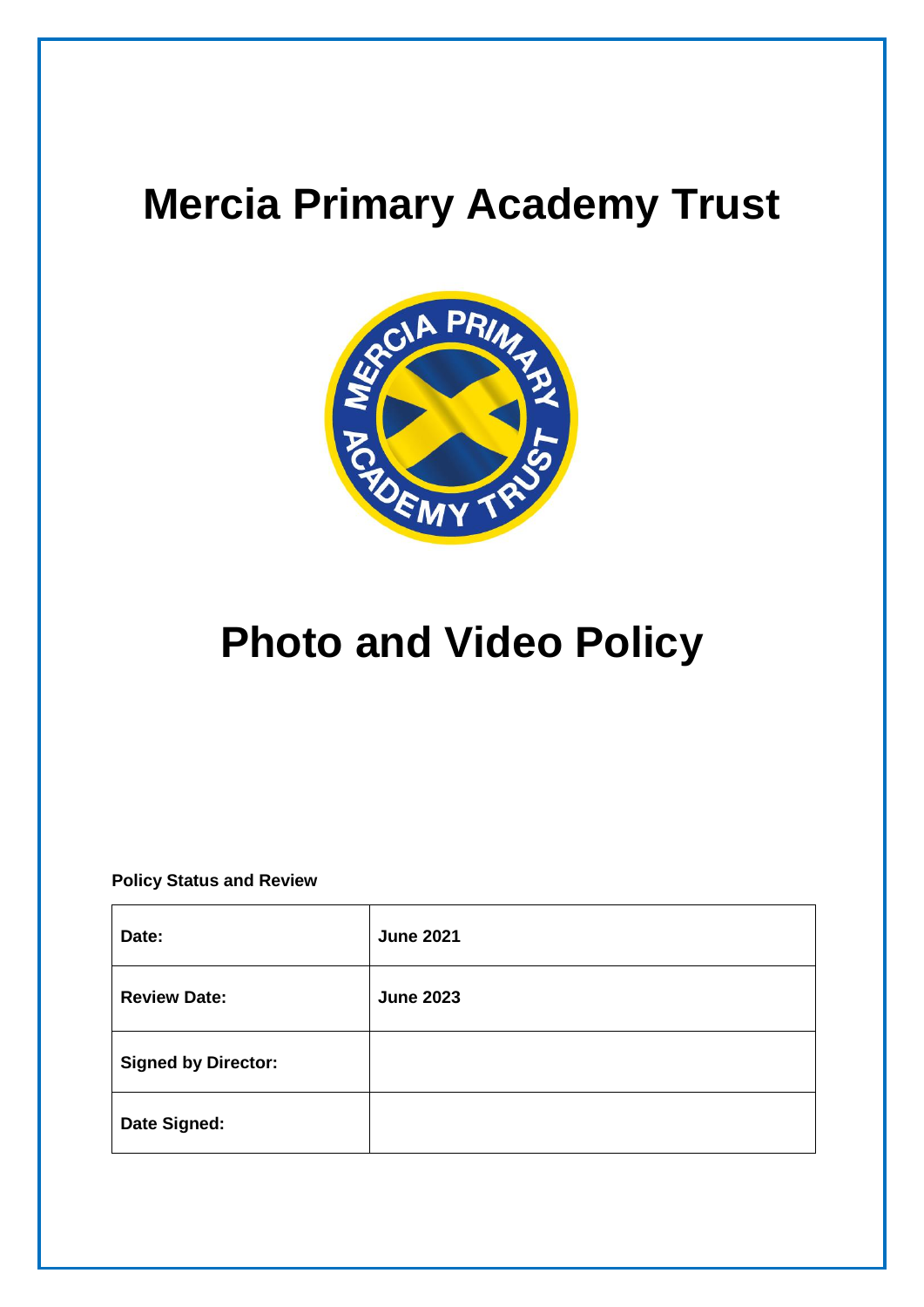# Mercia Primary Academy Trust

# Photo and Video Policy

**Policy Status and Review**

| **Date:** | **June 2021** |
|---|---|
| **Review Date:** | **June 2023** |
| **Signed by Director:** | |
| **Date Signed:** | |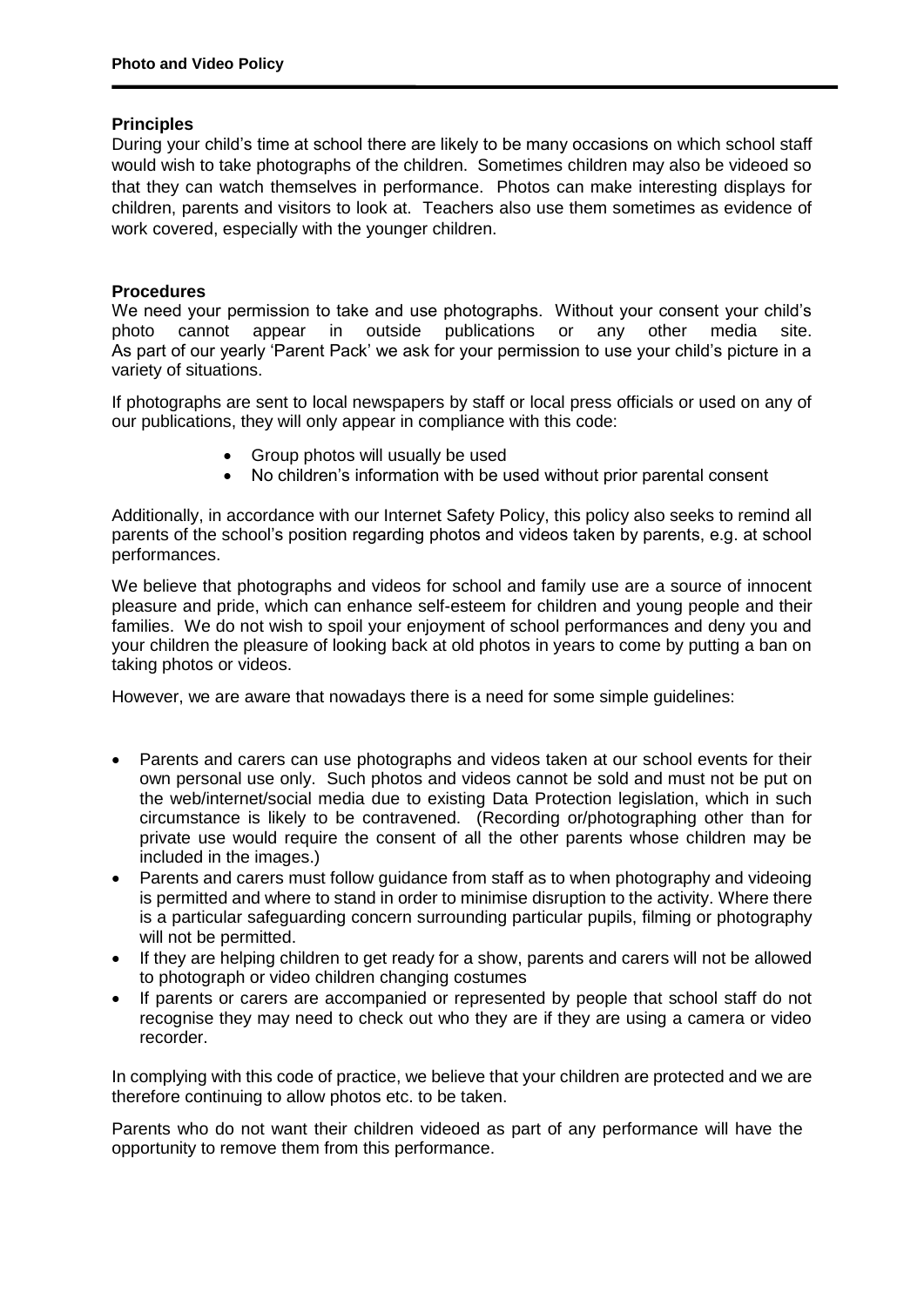## Principles

During your child's time at school there are likely to be many occasions on which school staff would wish to take photographs of the children. Sometimes children may also be videoed so that they can watch themselves in performance. Photos can make interesting displays for children, parents and visitors to look at. Teachers also use them sometimes as evidence of work covered, especially with the younger children.

## Procedures

We need your permission to take and use photographs. Without your consent your child's photo cannot appear in outside publications or any other media site. As part of our yearly 'Parent Pack' we ask for your permission to use your child's picture in a variety of situations.

If photographs are sent to local newspapers by staff or local press officials or used on any of our publications, they will only appear in compliance with this code:

- Group photos will usually be used
- No children's information with be used without prior parental consent

Additionally, in accordance with our Internet Safety Policy, this policy also seeks to remind all parents of the school's position regarding photos and videos taken by parents, e.g. at school performances.

We believe that photographs and videos for school and family use are a source of innocent pleasure and pride, which can enhance self-esteem for children and young people and their families. We do not wish to spoil your enjoyment of school performances and deny you and your children the pleasure of looking back at old photos in years to come by putting a ban on taking photos or videos.

However, we are aware that nowadays there is a need for some simple guidelines:

- Parents and carers can use photographs and videos taken at our school events for their own personal use only. Such photos and videos cannot be sold and must not be put on the web/internet/social media due to existing Data Protection legislation, which in such circumstance is likely to be contravened. (Recording or/photographing other than for private use would require the consent of all the other parents whose children may be included in the images.)
- Parents and carers must follow guidance from staff as to when photography and videoing is permitted and where to stand in order to minimise disruption to the activity. Where there is a particular safeguarding concern surrounding particular pupils, filming or photography will not be permitted.
- If they are helping children to get ready for a show, parents and carers will not be allowed to photograph or video children changing costumes
- If parents or carers are accompanied or represented by people that school staff do not recognise they may need to check out who they are if they are using a camera or video recorder.

In complying with this code of practice, we believe that your children are protected and we are therefore continuing to allow photos etc. to be taken.

Parents who do not want their children videoed as part of any performance will have the opportunity to remove them from this performance.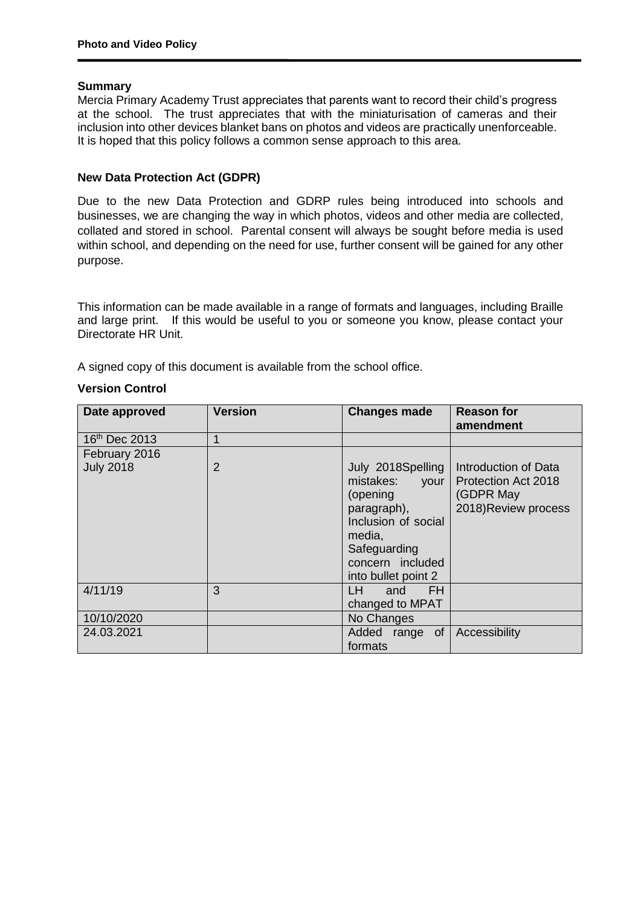**Summary**

Mercia Primary Academy Trust appreciates that parents want to record their child's progress at the school. The trust appreciates that with the miniaturisation of cameras and their inclusion into other devices blanket bans on photos and videos are practically unenforceable. It is hoped that this policy follows a common sense approach to this area.

**New Data Protection Act (GDPR)**

Due to the new Data Protection and GDRP rules being introduced into schools and businesses, we are changing the way in which photos, videos and other media are collected, collated and stored in school. Parental consent will always be sought before media is used within school, and depending on the need for use, further consent will be gained for any other purpose.

This information can be made available in a range of formats and languages, including Braille and large print. If this would be useful to you or someone you know, please contact your Directorate HR Unit.

A signed copy of this document is available from the school office.

**Version Control**

| Date approved | Version | Changes made | Reason for amendment |
|---|---|---|---|
| 16th Dec 2013 | 1 | | |
| February 2016<br>July 2018 | 2 | July 2018Spelling mistakes: your (opening paragraph), Inclusion of social media, Safeguarding concern included into bullet point 2 | Introduction of Data Protection Act 2018 (GDPR May 2018)Review process |
| 4/11/19 | 3 | LH and FH changed to MPAT | |
| 10/10/2020 | | No Changes | |
| 24.03.2021 | | Added range of formats | Accessibility |